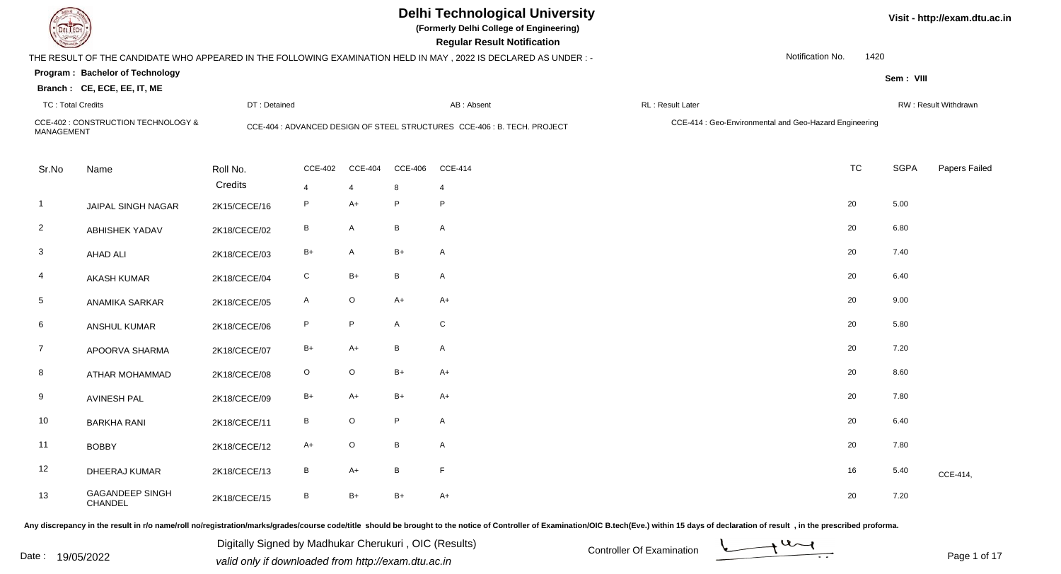# Delhi Technological University

**(Formerly Delhi College of Engineering)**

**Regular Result Notification**

Visit - http://exam.dtu.ac.in

THE RESULT OF THE CANDIDATE WHO APPEARED IN THE FOLLOWING EXAMINATION HELD IN MAY , 2022 IS DECLARED AS UNDER : -

Notification No. 1420

**Program : Bachelor of Technology**

**Branch : CE, ECE, EE, IT, ME**

**Sem : VIII**

TC : Total Credits | DT : Detained | AB : Absent | RL : Result Later | RW : Result Withdrawn

CCE-402 : CONSTRUCTION TECHNOLOGY & MANAGEMENT
CCE-404 : ADVANCED DESIGN OF STEEL STRUCTURES
CCE-406 : B. TECH. PROJECT
CCE-414 : Geo-Environmental and Geo-Hazard Engineering

| Sr.No | Name | Roll No. | CCE-402 | CCE-404 | CCE-406 | CCE-414 | TC | SGPA | Papers Failed |
|---|---|---|---|---|---|---|---|---|---|
| | | Credits | 4 | 4 | 8 | 4 | | | |
| 1 | JAIPAL SINGH NAGAR | 2K15/CECE/16 | P | A+ | P | P | 20 | 5.00 | |
| 2 | ABHISHEK YADAV | 2K18/CECE/02 | B | A | B | A | 20 | 6.80 | |
| 3 | AHAD ALI | 2K18/CECE/03 | B+ | A | B+ | A | 20 | 7.40 | |
| 4 | AKASH KUMAR | 2K18/CECE/04 | C | B+ | B | A | 20 | 6.40 | |
| 5 | ANAMIKA SARKAR | 2K18/CECE/05 | A | O | A+ | A+ | 20 | 9.00 | |
| 6 | ANSHUL KUMAR | 2K18/CECE/06 | P | P | A | C | 20 | 5.80 | |
| 7 | APOORVA SHARMA | 2K18/CECE/07 | B+ | A+ | B | A | 20 | 7.20 | |
| 8 | ATHAR MOHAMMAD | 2K18/CECE/08 | O | O | B+ | A+ | 20 | 8.60 | |
| 9 | AVINESH PAL | 2K18/CECE/09 | B+ | A+ | B+ | A+ | 20 | 7.80 | |
| 10 | BARKHA RANI | 2K18/CECE/11 | B | O | P | A | 20 | 6.40 | |
| 11 | BOBBY | 2K18/CECE/12 | A+ | O | B | A | 20 | 7.80 | |
| 12 | DHEERAJ KUMAR | 2K18/CECE/13 | B | A+ | B | F | 16 | 5.40 | CCE-414, |
| 13 | GAGANDEEP SINGH CHANDEL | 2K18/CECE/15 | B | B+ | B+ | A+ | 20 | 7.20 | |

Any discrepancy in the result in r/o name/roll no/registration/marks/grades/course code/title should be brought to the notice of Controller of Examination/OIC B.tech(Eve.) within 15 days of declaration of result , in the prescribed proforma.

Date : 19/05/2022

Digitally Signed by Madhukar Cherukuri , OIC (Results)
valid only if downloaded from http://exam.dtu.ac.in

Controller Of Examination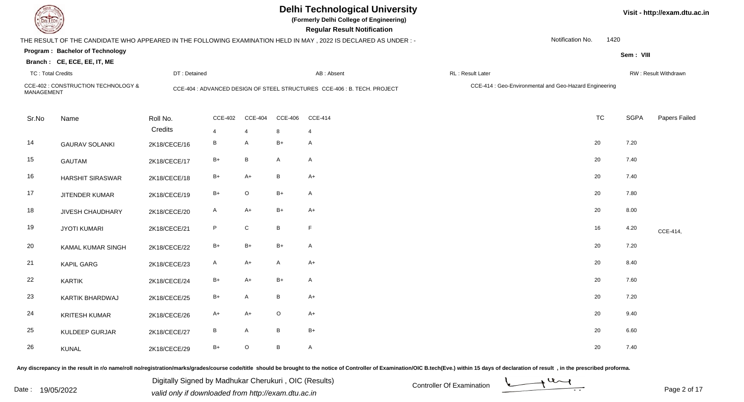# Delhi Technological University

**(Formerly Delhi College of Engineering)**

**Regular Result Notification**

Visit - http://exam.dtu.ac.in

THE RESULT OF THE CANDIDATE WHO APPEARED IN THE FOLLOWING EXAMINATION HELD IN MAY , 2022 IS DECLARED AS UNDER : -

Notification No. 1420

**Program : Bachelor of Technology**

**Sem : VIII**

**Branch : CE, ECE, EE, IT, ME**

TC : Total Credits | DT : Detained | AB : Absent | RL : Result Later | RW : Result Withdrawn

CCE-402 : CONSTRUCTION TECHNOLOGY & MANAGEMENT | CCE-404 : ADVANCED DESIGN OF STEEL STRUCTURES | CCE-406 : B. TECH. PROJECT | CCE-414 : Geo-Environmental and Geo-Hazard Engineering

| Sr.No | Name | Roll No. | CCE-402 | CCE-404 | CCE-406 | CCE-414 | TC | SGPA | Papers Failed |
|---|---|---|---|---|---|---|---|---|---|
| | | Credits | 4 | 4 | 8 | 4 | | | |
| 14 | GAURAV SOLANKI | 2K18/CECE/16 | B | A | B+ | A | 20 | 7.20 | |
| 15 | GAUTAM | 2K18/CECE/17 | B+ | B | A | A | 20 | 7.40 | |
| 16 | HARSHIT SIRASWAR | 2K18/CECE/18 | B+ | A+ | B | A+ | 20 | 7.40 | |
| 17 | JITENDER KUMAR | 2K18/CECE/19 | B+ | O | B+ | A | 20 | 7.80 | |
| 18 | JIVESH CHAUDHARY | 2K18/CECE/20 | A | A+ | B+ | A+ | 20 | 8.00 | |
| 19 | JYOTI KUMARI | 2K18/CECE/21 | P | C | B | F | 16 | 4.20 | CCE-414, |
| 20 | KAMAL KUMAR SINGH | 2K18/CECE/22 | B+ | B+ | B+ | A | 20 | 7.20 | |
| 21 | KAPIL GARG | 2K18/CECE/23 | A | A+ | A | A+ | 20 | 8.40 | |
| 22 | KARTIK | 2K18/CECE/24 | B+ | A+ | B+ | A | 20 | 7.60 | |
| 23 | KARTIK BHARDWAJ | 2K18/CECE/25 | B+ | A | B | A+ | 20 | 7.20 | |
| 24 | KRITESH KUMAR | 2K18/CECE/26 | A+ | A+ | O | A+ | 20 | 9.40 | |
| 25 | KULDEEP GURJAR | 2K18/CECE/27 | B | A | B | B+ | 20 | 6.60 | |
| 26 | KUNAL | 2K18/CECE/29 | B+ | O | B | A | 20 | 7.40 | |

Any discrepancy in the result in r/o name/roll no/registration/marks/grades/course code/title should be brought to the notice of Controller of Examination/OIC B.tech(Eve.) within 15 days of declaration of result , in the prescribed proforma.

Date : 19/05/2022

Digitally Signed by Madhukar Cherukuri , OIC (Results)
valid only if downloaded from http://exam.dtu.ac.in

Controller Of Examination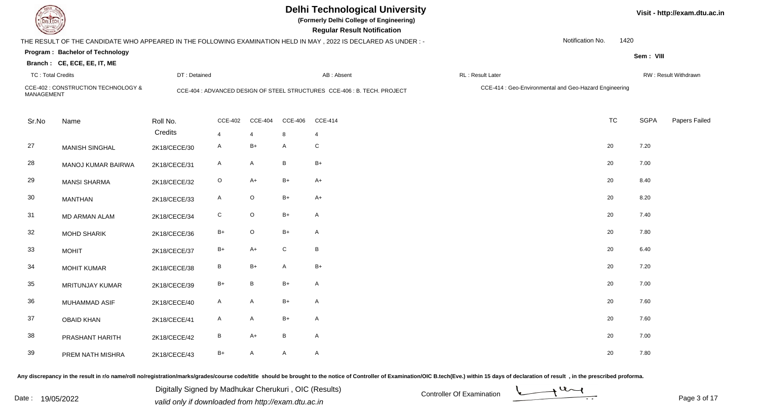# Delhi Technological University

**(Formerly Delhi College of Engineering)**

**Regular Result Notification**

Visit - http://exam.dtu.ac.in

THE RESULT OF THE CANDIDATE WHO APPEARED IN THE FOLLOWING EXAMINATION HELD IN MAY , 2022 IS DECLARED AS UNDER : -

Notification No. 1420

**Program : Bachelor of Technology**

**Sem : VIII**

**Branch : CE, ECE, EE, IT, ME**

TC : Total Credits | DT : Detained | AB : Absent | RL : Result Later | RW : Result Withdrawn

CCE-402 : CONSTRUCTION TECHNOLOGY & MANAGEMENT | CCE-404 : ADVANCED DESIGN OF STEEL STRUCTURES | CCE-406 : B. TECH. PROJECT | CCE-414 : Geo-Environmental and Geo-Hazard Engineering

| Sr.No | Name | Roll No. | CCE-402 | CCE-404 | CCE-406 | CCE-414 | TC | SGPA | Papers Failed |
|---|---|---|---|---|---|---|---|---|---|
| | | Credits | 4 | 4 | 8 | 4 | | | |
| 27 | MANISH SINGHAL | 2K18/CECE/30 | A | B+ | A | C | 20 | 7.20 | |
| 28 | MANOJ KUMAR BAIRWA | 2K18/CECE/31 | A | A | B | B+ | 20 | 7.00 | |
| 29 | MANSI SHARMA | 2K18/CECE/32 | O | A+ | B+ | A+ | 20 | 8.40 | |
| 30 | MANTHAN | 2K18/CECE/33 | A | O | B+ | A+ | 20 | 8.20 | |
| 31 | MD ARMAN ALAM | 2K18/CECE/34 | C | O | B+ | A | 20 | 7.40 | |
| 32 | MOHD SHARIK | 2K18/CECE/36 | B+ | O | B+ | A | 20 | 7.80 | |
| 33 | MOHIT | 2K18/CECE/37 | B+ | A+ | C | B | 20 | 6.40 | |
| 34 | MOHIT KUMAR | 2K18/CECE/38 | B | B+ | A | B+ | 20 | 7.20 | |
| 35 | MRITUNJAY KUMAR | 2K18/CECE/39 | B+ | B | B+ | A | 20 | 7.00 | |
| 36 | MUHAMMAD ASIF | 2K18/CECE/40 | A | A | B+ | A | 20 | 7.60 | |
| 37 | OBAID KHAN | 2K18/CECE/41 | A | A | B+ | A | 20 | 7.60 | |
| 38 | PRASHANT HARITH | 2K18/CECE/42 | B | A+ | B | A | 20 | 7.00 | |
| 39 | PREM NATH MISHRA | 2K18/CECE/43 | B+ | A | A | A | 20 | 7.80 | |

Any discrepancy in the result in r/o name/roll no/registration/marks/grades/course code/title should be brought to the notice of Controller of Examination/OIC B.tech(Eve.) within 15 days of declaration of result , in the prescribed proforma.

Date : 19/05/2022

Digitally Signed by Madhukar Cherukuri , OIC (Results)
valid only if downloaded from http://exam.dtu.ac.in

Controller Of Examination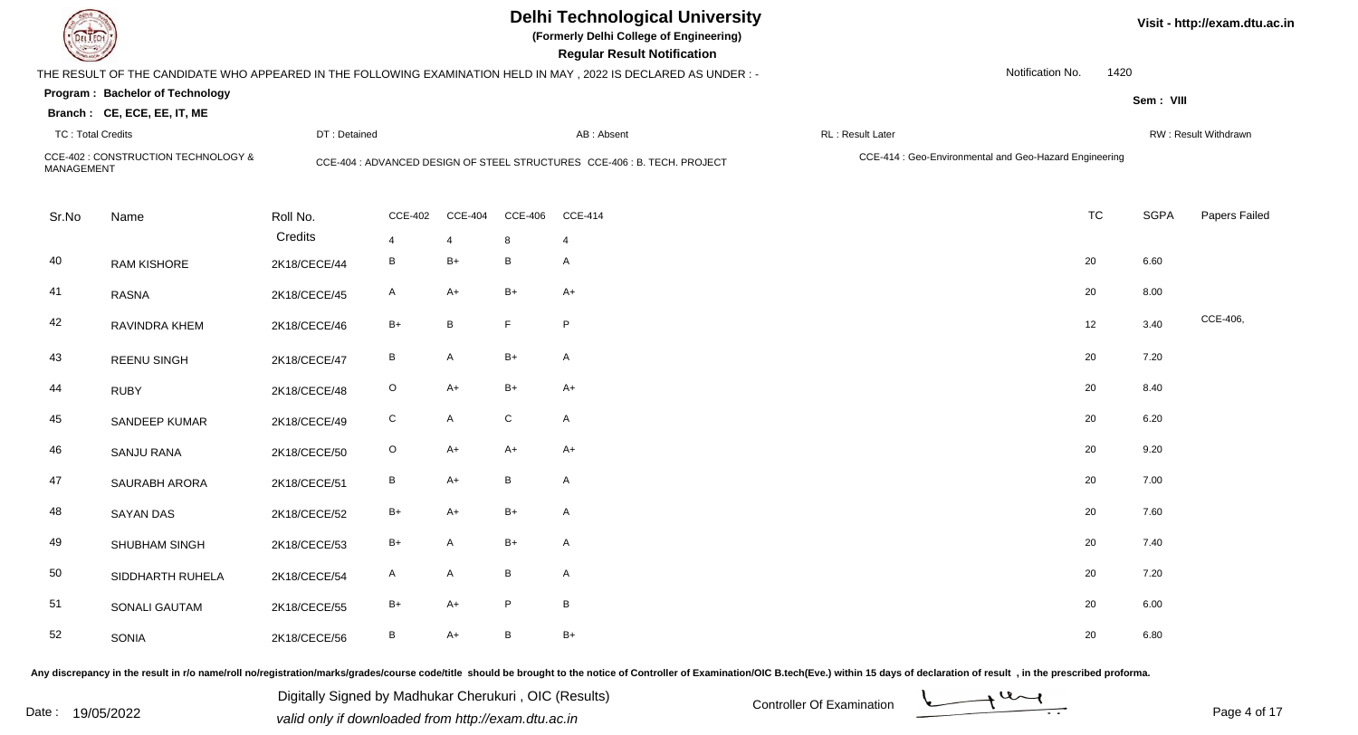# Delhi Technological University

**(Formerly Delhi College of Engineering)**

**Regular Result Notification**

Visit - http://exam.dtu.ac.in

THE RESULT OF THE CANDIDATE WHO APPEARED IN THE FOLLOWING EXAMINATION HELD IN MAY , 2022 IS DECLARED AS UNDER : -

Notification No. 1420

**Program : Bachelor of Technology**

**Branch : CE, ECE, EE, IT, ME**

Sem : VIII

TC : Total Credits | DT : Detained | AB : Absent | RL : Result Later | RW : Result Withdrawn

CCE-402 : CONSTRUCTION TECHNOLOGY & MANAGEMENT
CCE-404 : ADVANCED DESIGN OF STEEL STRUCTURES
CCE-406 : B. TECH. PROJECT
CCE-414 : Geo-Environmental and Geo-Hazard Engineering

| Sr.No | Name | Roll No. | CCE-402 | CCE-404 | CCE-406 | CCE-414 | TC | SGPA | Papers Failed |
|---|---|---|---|---|---|---|---|---|---|
| | | Credits | 4 | 4 | 8 | 4 | | | |
| 40 | RAM KISHORE | 2K18/CECE/44 | B | B+ | B | A | 20 | 6.60 | |
| 41 | RASNA | 2K18/CECE/45 | A | A+ | B+ | A+ | 20 | 8.00 | |
| 42 | RAVINDRA KHEM | 2K18/CECE/46 | B+ | B | F | P | 12 | 3.40 | CCE-406, |
| 43 | REENU SINGH | 2K18/CECE/47 | B | A | B+ | A | 20 | 7.20 | |
| 44 | RUBY | 2K18/CECE/48 | O | A+ | B+ | A+ | 20 | 8.40 | |
| 45 | SANDEEP KUMAR | 2K18/CECE/49 | C | A | C | A | 20 | 6.20 | |
| 46 | SANJU RANA | 2K18/CECE/50 | O | A+ | A+ | A+ | 20 | 9.20 | |
| 47 | SAURABH ARORA | 2K18/CECE/51 | B | A+ | B | A | 20 | 7.00 | |
| 48 | SAYAN DAS | 2K18/CECE/52 | B+ | A+ | B+ | A | 20 | 7.60 | |
| 49 | SHUBHAM SINGH | 2K18/CECE/53 | B+ | A | B+ | A | 20 | 7.40 | |
| 50 | SIDDHARTH RUHELA | 2K18/CECE/54 | A | A | B | A | 20 | 7.20 | |
| 51 | SONALI GAUTAM | 2K18/CECE/55 | B+ | A+ | P | B | 20 | 6.00 | |
| 52 | SONIA | 2K18/CECE/56 | B | A+ | B | B+ | 20 | 6.80 | |

Any discrepancy in the result in r/o name/roll no/registration/marks/grades/course code/title should be brought to the notice of Controller of Examination/OIC B.tech(Eve.) within 15 days of declaration of result , in the prescribed proforma.

Date : 19/05/2022

Digitally Signed by Madhukar Cherukuri , OIC (Results)
valid only if downloaded from http://exam.dtu.ac.in

Controller Of Examination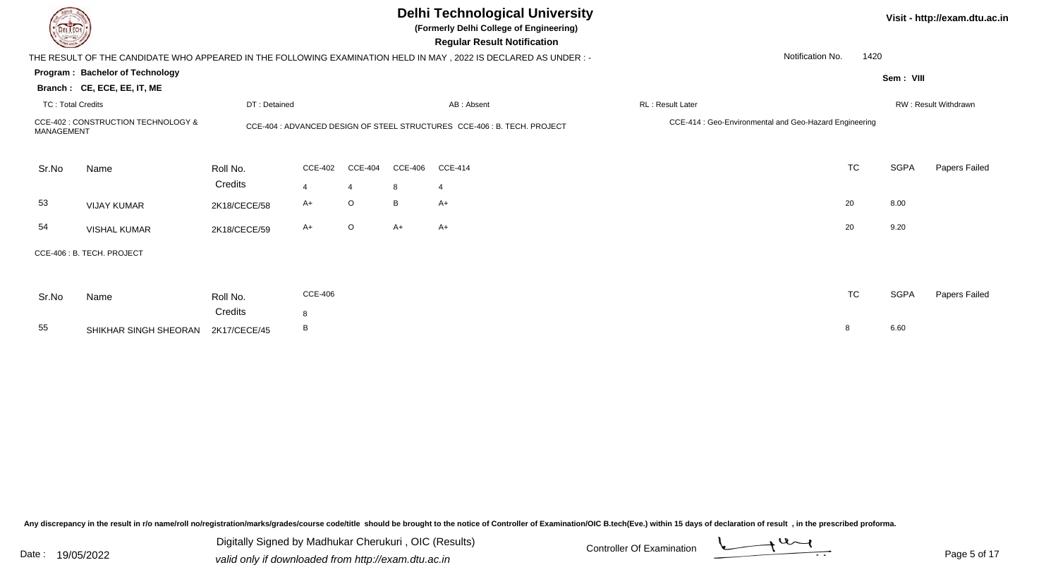# Delhi Technological University

**(Formerly Delhi College of Engineering)**

**Regular Result Notification**

Visit - http://exam.dtu.ac.in

THE RESULT OF THE CANDIDATE WHO APPEARED IN THE FOLLOWING EXAMINATION HELD IN MAY , 2022 IS DECLARED AS UNDER : -

Notification No. 1420

**Program : Bachelor of Technology**

**Branch : CE, ECE, EE, IT, ME**

Sem : VIII

TC : Total Credits | DT : Detained | AB : Absent | RL : Result Later | RW : Result Withdrawn

CCE-402 : CONSTRUCTION TECHNOLOGY & MANAGEMENT | CCE-404 : ADVANCED DESIGN OF STEEL STRUCTURES | CCE-406 : B. TECH. PROJECT | CCE-414 : Geo-Environmental and Geo-Hazard Engineering

| Sr.No | Name | Roll No. | CCE-402 | CCE-404 | CCE-406 | CCE-414 | TC | SGPA | Papers Failed |
|---|---|---|---|---|---|---|---|---|---|
| | | Credits | 4 | 4 | 8 | 4 | | | |
| 53 | VIJAY KUMAR | 2K18/CECE/58 | A+ | O | B | A+ | 20 | 8.00 | |
| 54 | VISHAL KUMAR | 2K18/CECE/59 | A+ | O | A+ | A+ | 20 | 9.20 | |

CCE-406 : B. TECH. PROJECT

| Sr.No | Name | Roll No. | CCE-406 | TC | SGPA | Papers Failed |
|---|---|---|---|---|---|---|
| | | Credits | 8 | | | |
| 55 | SHIKHAR SINGH SHEORAN | 2K17/CECE/45 | B | 8 | 6.60 | |

Any discrepancy in the result in r/o name/roll no/registration/marks/grades/course code/title should be brought to the notice of Controller of Examination/OIC B.tech(Eve.) within 15 days of declaration of result , in the prescribed proforma.

Date : 19/05/2022

Digitally Signed by Madhukar Cherukuri , OIC (Results)
valid only if downloaded from http://exam.dtu.ac.in

Controller Of Examination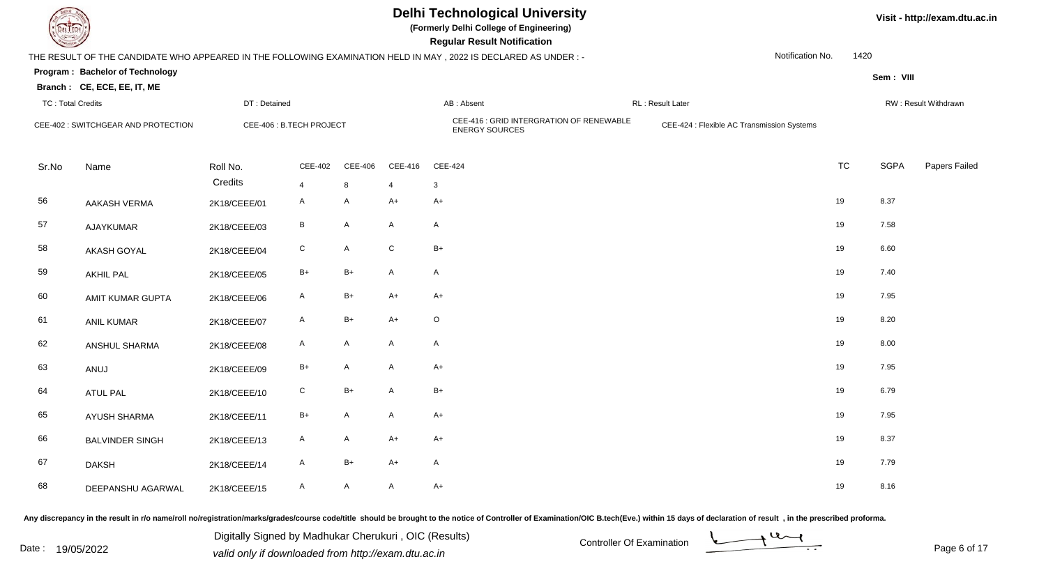# Delhi Technological University

**(Formerly Delhi College of Engineering)**

**Regular Result Notification**

Visit - http://exam.dtu.ac.in

THE RESULT OF THE CANDIDATE WHO APPEARED IN THE FOLLOWING EXAMINATION HELD IN MAY , 2022 IS DECLARED AS UNDER : -

Notification No. 1420

**Program : Bachelor of Technology**

**Sem : VIII**

**Branch : CE, ECE, EE, IT, ME**

TC : Total Credits | DT : Detained | AB : Absent | RL : Result Later | RW : Result Withdrawn

CEE-402 : SWITCHGEAR AND PROTECTION | CEE-406 : B.TECH PROJECT | CEE-416 : GRID INTERGRATION OF RENEWABLE ENERGY SOURCES | CEE-424 : Flexible AC Transmission Systems

| Sr.No | Name | Roll No. | CEE-402 | CEE-406 | CEE-416 | CEE-424 | TC | SGPA | Papers Failed |
|---|---|---|---|---|---|---|---|---|---|
| | | Credits | 4 | 8 | 4 | 3 | | | |
| 56 | AAKASH VERMA | 2K18/CEEE/01 | A | A | A+ | A+ | 19 | 8.37 | |
| 57 | AJAYKUMAR | 2K18/CEEE/03 | B | A | A | A | 19 | 7.58 | |
| 58 | AKASH GOYAL | 2K18/CEEE/04 | C | A | C | B+ | 19 | 6.60 | |
| 59 | AKHIL PAL | 2K18/CEEE/05 | B+ | B+ | A | A | 19 | 7.40 | |
| 60 | AMIT KUMAR GUPTA | 2K18/CEEE/06 | A | B+ | A+ | A+ | 19 | 7.95 | |
| 61 | ANIL KUMAR | 2K18/CEEE/07 | A | B+ | A+ | O | 19 | 8.20 | |
| 62 | ANSHUL SHARMA | 2K18/CEEE/08 | A | A | A | A | 19 | 8.00 | |
| 63 | ANUJ | 2K18/CEEE/09 | B+ | A | A | A+ | 19 | 7.95 | |
| 64 | ATUL PAL | 2K18/CEEE/10 | C | B+ | A | B+ | 19 | 6.79 | |
| 65 | AYUSH SHARMA | 2K18/CEEE/11 | B+ | A | A | A+ | 19 | 7.95 | |
| 66 | BALVINDER SINGH | 2K18/CEEE/13 | A | A | A+ | A+ | 19 | 8.37 | |
| 67 | DAKSH | 2K18/CEEE/14 | A | B+ | A+ | A | 19 | 7.79 | |
| 68 | DEEPANSHU AGARWAL | 2K18/CEEE/15 | A | A | A | A+ | 19 | 8.16 | |

Any discrepancy in the result in r/o name/roll no/registration/marks/grades/course code/title should be brought to the notice of Controller of Examination/OIC B.tech(Eve.) within 15 days of declaration of result , in the prescribed proforma.

Date : 19/05/2022

Digitally Signed by Madhukar Cherukuri , OIC (Results)
valid only if downloaded from http://exam.dtu.ac.in

Controller Of Examination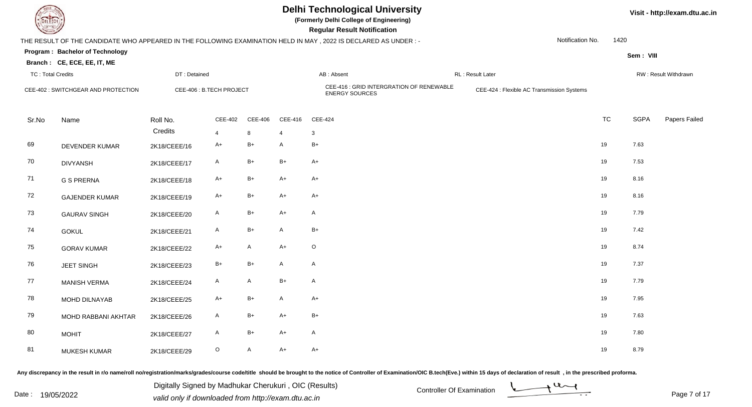# Delhi Technological University

**(Formerly Delhi College of Engineering)**

**Regular Result Notification**

Visit - http://exam.dtu.ac.in

THE RESULT OF THE CANDIDATE WHO APPEARED IN THE FOLLOWING EXAMINATION HELD IN MAY , 2022 IS DECLARED AS UNDER : -

Notification No. 1420

**Program : Bachelor of Technology**

**Sem : VIII**

**Branch : CE, ECE, EE, IT, ME**

TC : Total Credits | DT : Detained | AB : Absent | RL : Result Later | RW : Result Withdrawn

CEE-402 : SWITCHGEAR AND PROTECTION | CEE-406 : B.TECH PROJECT | CEE-416 : GRID INTERGRATION OF RENEWABLE ENERGY SOURCES | CEE-424 : Flexible AC Transmission Systems

| Sr.No | Name | Roll No. | CEE-402 | CEE-406 | CEE-416 | CEE-424 | TC | SGPA | Papers Failed |
|---|---|---|---|---|---|---|---|---|---|
| | | Credits | 4 | 8 | 4 | 3 | | | |
| 69 | DEVENDER KUMAR | 2K18/CEEE/16 | A+ | B+ | A | B+ | 19 | 7.63 | |
| 70 | DIVYANSH | 2K18/CEEE/17 | A | B+ | B+ | A+ | 19 | 7.53 | |
| 71 | G S PRERNA | 2K18/CEEE/18 | A+ | B+ | A+ | A+ | 19 | 8.16 | |
| 72 | GAJENDER KUMAR | 2K18/CEEE/19 | A+ | B+ | A+ | A+ | 19 | 8.16 | |
| 73 | GAURAV SINGH | 2K18/CEEE/20 | A | B+ | A+ | A | 19 | 7.79 | |
| 74 | GOKUL | 2K18/CEEE/21 | A | B+ | A | B+ | 19 | 7.42 | |
| 75 | GORAV KUMAR | 2K18/CEEE/22 | A+ | A | A+ | O | 19 | 8.74 | |
| 76 | JEET SINGH | 2K18/CEEE/23 | B+ | B+ | A | A | 19 | 7.37 | |
| 77 | MANISH VERMA | 2K18/CEEE/24 | A | A | B+ | A | 19 | 7.79 | |
| 78 | MOHD DILNAYAB | 2K18/CEEE/25 | A+ | B+ | A | A+ | 19 | 7.95 | |
| 79 | MOHD RABBANI AKHTAR | 2K18/CEEE/26 | A | B+ | A+ | B+ | 19 | 7.63 | |
| 80 | MOHIT | 2K18/CEEE/27 | A | B+ | A+ | A | 19 | 7.80 | |
| 81 | MUKESH KUMAR | 2K18/CEEE/29 | O | A | A+ | A+ | 19 | 8.79 | |

Any discrepancy in the result in r/o name/roll no/registration/marks/grades/course code/title should be brought to the notice of Controller of Examination/OIC B.tech(Eve.) within 15 days of declaration of result , in the prescribed proforma.

Date : 19/05/2022

Digitally Signed by Madhukar Cherukuri , OIC (Results)
valid only if downloaded from http://exam.dtu.ac.in

Controller Of Examination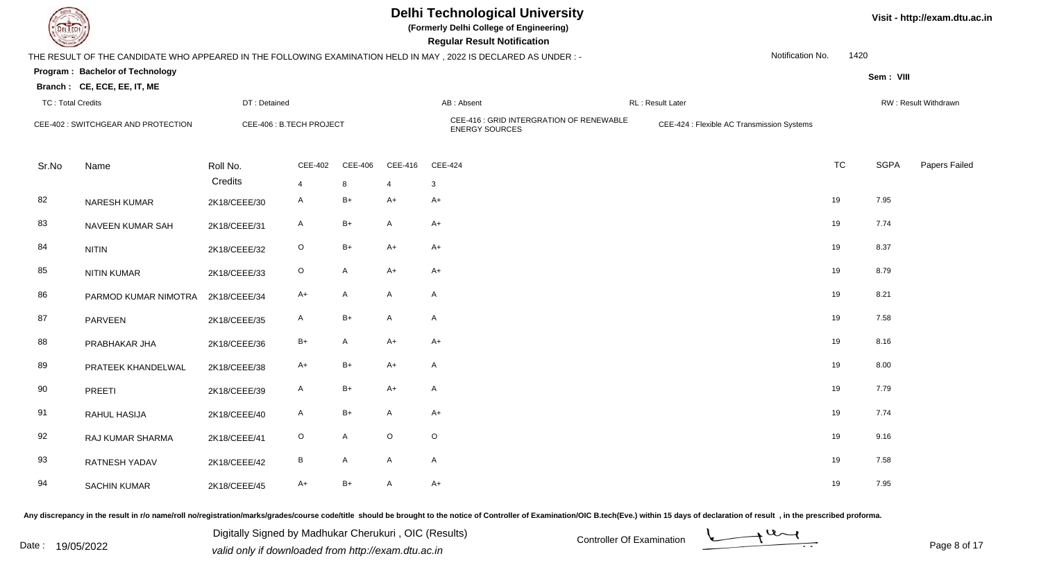# Delhi Technological University

**(Formerly Delhi College of Engineering)**

**Regular Result Notification**

Visit - http://exam.dtu.ac.in

THE RESULT OF THE CANDIDATE WHO APPEARED IN THE FOLLOWING EXAMINATION HELD IN MAY , 2022 IS DECLARED AS UNDER : -

Notification No. 1420

**Program : Bachelor of Technology**

**Sem : VIII**

**Branch : CE, ECE, EE, IT, ME**

TC : Total Credits | DT : Detained | AB : Absent | RL : Result Later | RW : Result Withdrawn

CEE-402 : SWITCHGEAR AND PROTECTION | CEE-406 : B.TECH PROJECT | CEE-416 : GRID INTERGRATION OF RENEWABLE ENERGY SOURCES | CEE-424 : Flexible AC Transmission Systems

| Sr.No | Name | Roll No. | CEE-402 | CEE-406 | CEE-416 | CEE-424 | TC | SGPA | Papers Failed |
|---|---|---|---|---|---|---|---|---|---|
| | | Credits | 4 | 8 | 4 | 3 | | | |
| 82 | NARESH KUMAR | 2K18/CEEE/30 | A | B+ | A+ | A+ | 19 | 7.95 | |
| 83 | NAVEEN KUMAR SAH | 2K18/CEEE/31 | A | B+ | A | A+ | 19 | 7.74 | |
| 84 | NITIN | 2K18/CEEE/32 | O | B+ | A+ | A+ | 19 | 8.37 | |
| 85 | NITIN KUMAR | 2K18/CEEE/33 | O | A | A+ | A+ | 19 | 8.79 | |
| 86 | PARMOD KUMAR NIMOTRA | 2K18/CEEE/34 | A+ | A | A | A | 19 | 8.21 | |
| 87 | PARVEEN | 2K18/CEEE/35 | A | B+ | A | A | 19 | 7.58 | |
| 88 | PRABHAKAR JHA | 2K18/CEEE/36 | B+ | A | A+ | A+ | 19 | 8.16 | |
| 89 | PRATEEK KHANDELWAL | 2K18/CEEE/38 | A+ | B+ | A+ | A | 19 | 8.00 | |
| 90 | PREETI | 2K18/CEEE/39 | A | B+ | A+ | A | 19 | 7.79 | |
| 91 | RAHUL HASIJA | 2K18/CEEE/40 | A | B+ | A | A+ | 19 | 7.74 | |
| 92 | RAJ KUMAR SHARMA | 2K18/CEEE/41 | O | A | O | O | 19 | 9.16 | |
| 93 | RATNESH YADAV | 2K18/CEEE/42 | B | A | A | A | 19 | 7.58 | |
| 94 | SACHIN KUMAR | 2K18/CEEE/45 | A+ | B+ | A | A+ | 19 | 7.95 | |

Any discrepancy in the result in r/o name/roll no/registration/marks/grades/course code/title should be brought to the notice of Controller of Examination/OIC B.tech(Eve.) within 15 days of declaration of result , in the prescribed proforma.

Date : 19/05/2022

Digitally Signed by Madhukar Cherukuri , OIC (Results)
valid only if downloaded from http://exam.dtu.ac.in

Controller Of Examination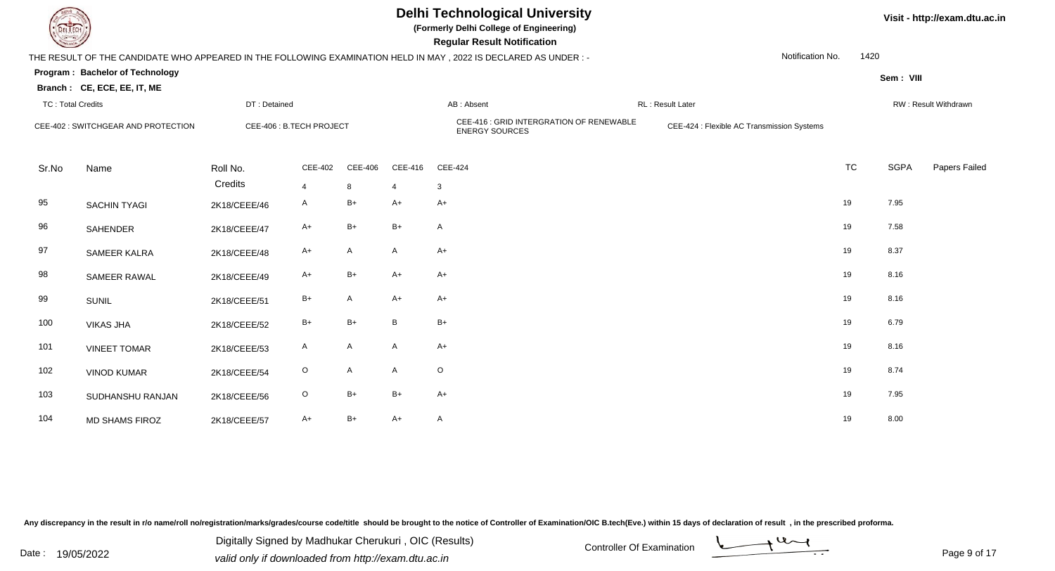# Delhi Technological University

**(Formerly Delhi College of Engineering)**

**Regular Result Notification**

Visit - http://exam.dtu.ac.in

THE RESULT OF THE CANDIDATE WHO APPEARED IN THE FOLLOWING EXAMINATION HELD IN MAY , 2022 IS DECLARED AS UNDER : -

Notification No. 1420

**Program : Bachelor of Technology**

**Branch : CE, ECE, EE, IT, ME**

**Sem : VIII**

TC : Total Credits | DT : Detained | AB : Absent | RL : Result Later | RW : Result Withdrawn

CEE-402 : SWITCHGEAR AND PROTECTION | CEE-406 : B.TECH PROJECT | CEE-416 : GRID INTERGRATION OF RENEWABLE ENERGY SOURCES | CEE-424 : Flexible AC Transmission Systems

| Sr.No | Name | Roll No. | CEE-402 | CEE-406 | CEE-416 | CEE-424 | TC | SGPA | Papers Failed |
|---|---|---|---|---|---|---|---|---|---|
| | | Credits | 4 | 8 | 4 | 3 | | | |
| 95 | SACHIN TYAGI | 2K18/CEEE/46 | A | B+ | A+ | A+ | 19 | 7.95 | |
| 96 | SAHENDER | 2K18/CEEE/47 | A+ | B+ | B+ | A | 19 | 7.58 | |
| 97 | SAMEER KALRA | 2K18/CEEE/48 | A+ | A | A | A+ | 19 | 8.37 | |
| 98 | SAMEER RAWAL | 2K18/CEEE/49 | A+ | B+ | A+ | A+ | 19 | 8.16 | |
| 99 | SUNIL | 2K18/CEEE/51 | B+ | A | A+ | A+ | 19 | 8.16 | |
| 100 | VIKAS JHA | 2K18/CEEE/52 | B+ | B+ | B | B+ | 19 | 6.79 | |
| 101 | VINEET TOMAR | 2K18/CEEE/53 | A | A | A | A+ | 19 | 8.16 | |
| 102 | VINOD KUMAR | 2K18/CEEE/54 | O | A | A | O | 19 | 8.74 | |
| 103 | SUDHANSHU RANJAN | 2K18/CEEE/56 | O | B+ | B+ | A+ | 19 | 7.95 | |
| 104 | MD SHAMS FIROZ | 2K18/CEEE/57 | A+ | B+ | A+ | A | 19 | 8.00 | |

Any discrepancy in the result in r/o name/roll no/registration/marks/grades/course code/title should be brought to the notice of Controller of Examination/OIC B.tech(Eve.) within 15 days of declaration of result , in the prescribed proforma.

Date : 19/05/2022

Digitally Signed by Madhukar Cherukuri , OIC (Results)
valid only if downloaded from http://exam.dtu.ac.in

Controller Of Examination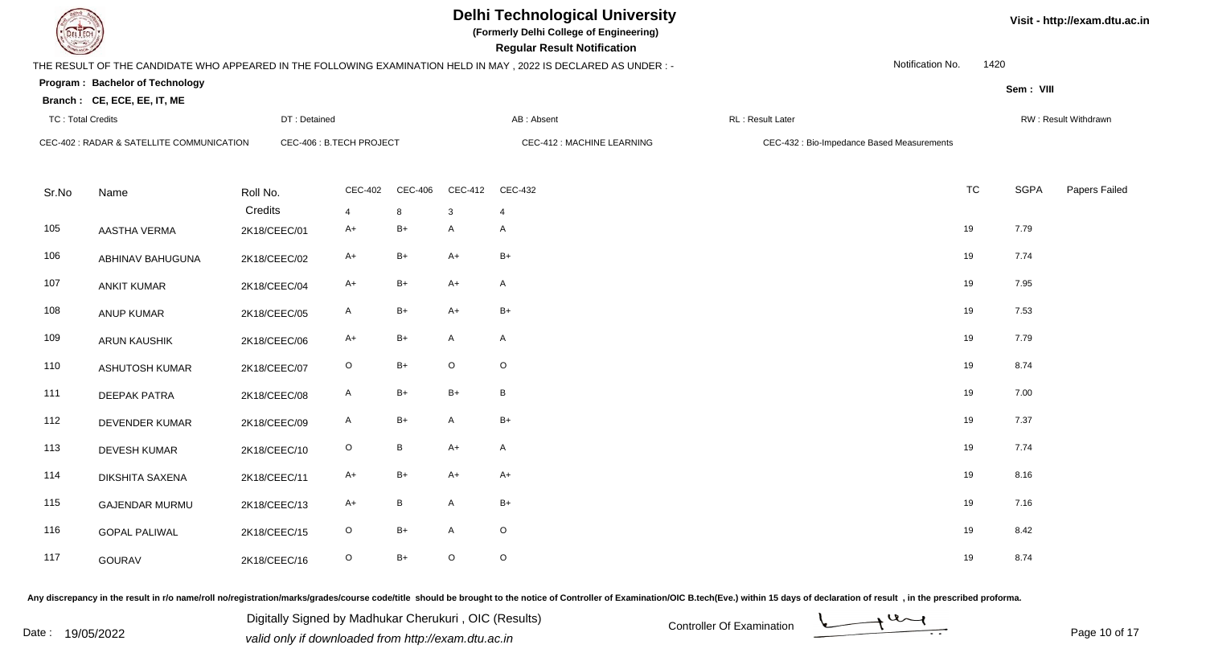# Delhi Technological University

**(Formerly Delhi College of Engineering)**

**Regular Result Notification**

Visit - http://exam.dtu.ac.in

THE RESULT OF THE CANDIDATE WHO APPEARED IN THE FOLLOWING EXAMINATION HELD IN MAY , 2022 IS DECLARED AS UNDER : -

Notification No. 1420

**Program : Bachelor of Technology**

**Branch : CE, ECE, EE, IT, ME**

Sem : VIII

TC : Total Credits | DT : Detained | AB : Absent | RL : Result Later | RW : Result Withdrawn

CEC-402 : RADAR & SATELLITE COMMUNICATION | CEC-406 : B.TECH PROJECT | CEC-412 : MACHINE LEARNING | CEC-432 : Bio-Impedance Based Measurements

| Sr.No | Name | Roll No. | CEC-402 | CEC-406 | CEC-412 | CEC-432 | TC | SGPA | Papers Failed |
|---|---|---|---|---|---|---|---|---|---|
| | | Credits | 4 | 8 | 3 | 4 | | | |
| 105 | AASTHA VERMA | 2K18/CEEC/01 | A+ | B+ | A | A | 19 | 7.79 | |
| 106 | ABHINAV BAHUGUNA | 2K18/CEEC/02 | A+ | B+ | A+ | B+ | 19 | 7.74 | |
| 107 | ANKIT KUMAR | 2K18/CEEC/04 | A+ | B+ | A+ | A | 19 | 7.95 | |
| 108 | ANUP KUMAR | 2K18/CEEC/05 | A | B+ | A+ | B+ | 19 | 7.53 | |
| 109 | ARUN KAUSHIK | 2K18/CEEC/06 | A+ | B+ | A | A | 19 | 7.79 | |
| 110 | ASHUTOSH KUMAR | 2K18/CEEC/07 | O | B+ | O | O | 19 | 8.74 | |
| 111 | DEEPAK PATRA | 2K18/CEEC/08 | A | B+ | B+ | B | 19 | 7.00 | |
| 112 | DEVENDER KUMAR | 2K18/CEEC/09 | A | B+ | A | B+ | 19 | 7.37 | |
| 113 | DEVESH KUMAR | 2K18/CEEC/10 | O | B | A+ | A | 19 | 7.74 | |
| 114 | DIKSHITA SAXENA | 2K18/CEEC/11 | A+ | B+ | A+ | A+ | 19 | 8.16 | |
| 115 | GAJENDAR MURMU | 2K18/CEEC/13 | A+ | B | A | B+ | 19 | 7.16 | |
| 116 | GOPAL PALIWAL | 2K18/CEEC/15 | O | B+ | A | O | 19 | 8.42 | |
| 117 | GOURAV | 2K18/CEEC/16 | O | B+ | O | O | 19 | 8.74 | |

Any discrepancy in the result in r/o name/roll no/registration/marks/grades/course code/title should be brought to the notice of Controller of Examination/OIC B.tech(Eve.) within 15 days of declaration of result , in the prescribed proforma.

Date : 19/05/2022

Digitally Signed by Madhukar Cherukuri , OIC (Results)

valid only if downloaded from http://exam.dtu.ac.in

Controller Of Examination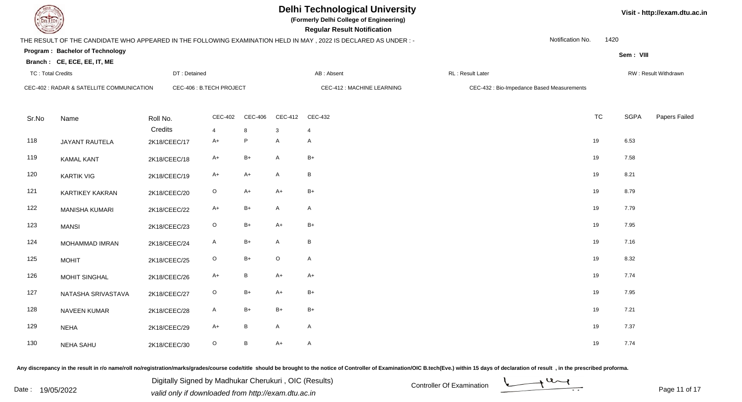# Delhi Technological University

**(Formerly Delhi College of Engineering)**

**Regular Result Notification**

Visit - http://exam.dtu.ac.in

THE RESULT OF THE CANDIDATE WHO APPEARED IN THE FOLLOWING EXAMINATION HELD IN MAY , 2022 IS DECLARED AS UNDER : -

Notification No. 1420

**Program : Bachelor of Technology**

**Branch : CE, ECE, EE, IT, ME**

Sem : VIII

TC : Total Credits | DT : Detained | AB : Absent | RL : Result Later | RW : Result Withdrawn

CEC-402 : RADAR & SATELLITE COMMUNICATION | CEC-406 : B.TECH PROJECT | CEC-412 : MACHINE LEARNING | CEC-432 : Bio-Impedance Based Measurements

| Sr.No | Name | Roll No. | CEC-402 | CEC-406 | CEC-412 | CEC-432 | TC | SGPA | Papers Failed |
|---|---|---|---|---|---|---|---|---|---|
| | | Credits | 4 | 8 | 3 | 4 | | | |
| 118 | JAYANT RAUTELA | 2K18/CEEC/17 | A+ | P | A | A | 19 | 6.53 | |
| 119 | KAMAL KANT | 2K18/CEEC/18 | A+ | B+ | A | B+ | 19 | 7.58 | |
| 120 | KARTIK VIG | 2K18/CEEC/19 | A+ | A+ | A | B | 19 | 8.21 | |
| 121 | KARTIKEY KAKRAN | 2K18/CEEC/20 | O | A+ | A+ | B+ | 19 | 8.79 | |
| 122 | MANISHA KUMARI | 2K18/CEEC/22 | A+ | B+ | A | A | 19 | 7.79 | |
| 123 | MANSI | 2K18/CEEC/23 | O | B+ | A+ | B+ | 19 | 7.95 | |
| 124 | MOHAMMAD IMRAN | 2K18/CEEC/24 | A | B+ | A | B | 19 | 7.16 | |
| 125 | MOHIT | 2K18/CEEC/25 | O | B+ | O | A | 19 | 8.32 | |
| 126 | MOHIT SINGHAL | 2K18/CEEC/26 | A+ | B | A+ | A+ | 19 | 7.74 | |
| 127 | NATASHA SRIVASTAVA | 2K18/CEEC/27 | O | B+ | A+ | B+ | 19 | 7.95 | |
| 128 | NAVEEN KUMAR | 2K18/CEEC/28 | A | B+ | B+ | B+ | 19 | 7.21 | |
| 129 | NEHA | 2K18/CEEC/29 | A+ | B | A | A | 19 | 7.37 | |
| 130 | NEHA SAHU | 2K18/CEEC/30 | O | B | A+ | A | 19 | 7.74 | |

Any discrepancy in the result in r/o name/roll no/registration/marks/grades/course code/title should be brought to the notice of Controller of Examination/OIC B.tech(Eve.) within 15 days of declaration of result , in the prescribed proforma.

Date : 19/05/2022

Digitally Signed by Madhukar Cherukuri , OIC (Results)
valid only if downloaded from http://exam.dtu.ac.in

Controller Of Examination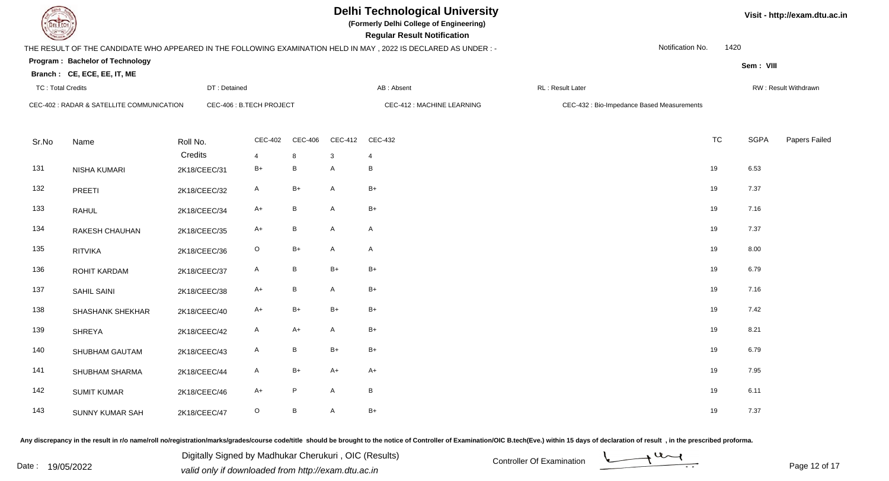# Delhi Technological University

**(Formerly Delhi College of Engineering)**

**Regular Result Notification**

THE RESULT OF THE CANDIDATE WHO APPEARED IN THE FOLLOWING EXAMINATION HELD IN MAY , 2022 IS DECLARED AS UNDER : -

Notification No. 1420

**Program : Bachelor of Technology**

**Branch : CE, ECE, EE, IT, ME**

Sem : VIII

TC : Total Credits | DT : Detained | AB : Absent | RL : Result Later | RW : Result Withdrawn

CEC-402 : RADAR & SATELLITE COMMUNICATION | CEC-406 : B.TECH PROJECT | CEC-412 : MACHINE LEARNING | CEC-432 : Bio-Impedance Based Measurements

| Sr.No | Name | Roll No. | CEC-402 | CEC-406 | CEC-412 | CEC-432 | TC | SGPA | Papers Failed |
|---|---|---|---|---|---|---|---|---|---|
| | | Credits | 4 | 8 | 3 | 4 | | | |
| 131 | NISHA KUMARI | 2K18/CEEC/31 | B+ | B | A | B | 19 | 6.53 | |
| 132 | PREETI | 2K18/CEEC/32 | A | B+ | A | B+ | 19 | 7.37 | |
| 133 | RAHUL | 2K18/CEEC/34 | A+ | B | A | B+ | 19 | 7.16 | |
| 134 | RAKESH CHAUHAN | 2K18/CEEC/35 | A+ | B | A | A | 19 | 7.37 | |
| 135 | RITVIKA | 2K18/CEEC/36 | O | B+ | A | A | 19 | 8.00 | |
| 136 | ROHIT KARDAM | 2K18/CEEC/37 | A | B | B+ | B+ | 19 | 6.79 | |
| 137 | SAHIL SAINI | 2K18/CEEC/38 | A+ | B | A | B+ | 19 | 7.16 | |
| 138 | SHASHANK SHEKHAR | 2K18/CEEC/40 | A+ | B+ | B+ | B+ | 19 | 7.42 | |
| 139 | SHREYA | 2K18/CEEC/42 | A | A+ | A | B+ | 19 | 8.21 | |
| 140 | SHUBHAM GAUTAM | 2K18/CEEC/43 | A | B | B+ | B+ | 19 | 6.79 | |
| 141 | SHUBHAM SHARMA | 2K18/CEEC/44 | A | B+ | A+ | A+ | 19 | 7.95 | |
| 142 | SUMIT KUMAR | 2K18/CEEC/46 | A+ | P | A | B | 19 | 6.11 | |
| 143 | SUNNY KUMAR SAH | 2K18/CEEC/47 | O | B | A | B+ | 19 | 7.37 | |

Any discrepancy in the result in r/o name/roll no/registration/marks/grades/course code/title should be brought to the notice of Controller of Examination/OIC B.tech(Eve.) within 15 days of declaration of result , in the prescribed proforma.

Date : 19/05/2022

Digitally Signed by Madhukar Cherukuri , OIC (Results)
valid only if downloaded from http://exam.dtu.ac.in

Controller Of Examination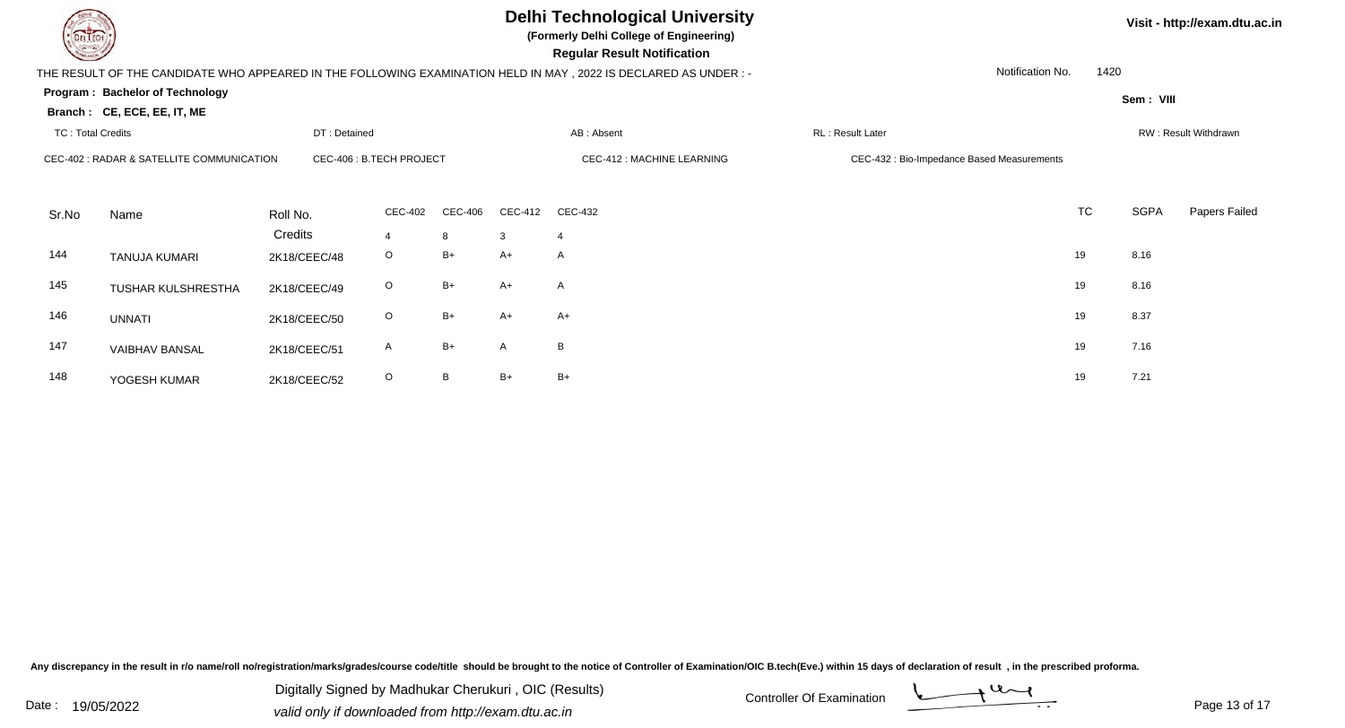# Delhi Technological University

**(Formerly Delhi College of Engineering)**

**Regular Result Notification**

Visit - http://exam.dtu.ac.in

THE RESULT OF THE CANDIDATE WHO APPEARED IN THE FOLLOWING EXAMINATION HELD IN MAY , 2022 IS DECLARED AS UNDER : -

Notification No. 1420

**Program : Bachelor of Technology**

**Branch : CE, ECE, EE, IT, ME**

**Sem : VIII**

TC : Total Credits | DT : Detained | AB : Absent | RL : Result Later | RW : Result Withdrawn

CEC-402 : RADAR & SATELLITE COMMUNICATION | CEC-406 : B.TECH PROJECT | CEC-412 : MACHINE LEARNING | CEC-432 : Bio-Impedance Based Measurements

| Sr.No | Name | Roll No. | CEC-402 | CEC-406 | CEC-412 | CEC-432 | TC | SGPA | Papers Failed |
|---|---|---|---|---|---|---|---|---|---|
| | | Credits | 4 | 8 | 3 | 4 | | | |
| 144 | TANUJA KUMARI | 2K18/CEEC/48 | O | B+ | A+ | A | 19 | 8.16 | |
| 145 | TUSHAR KULSHRESTHA | 2K18/CEEC/49 | O | B+ | A+ | A | 19 | 8.16 | |
| 146 | UNNATI | 2K18/CEEC/50 | O | B+ | A+ | A+ | 19 | 8.37 | |
| 147 | VAIBHAV BANSAL | 2K18/CEEC/51 | A | B+ | A | B | 19 | 7.16 | |
| 148 | YOGESH KUMAR | 2K18/CEEC/52 | O | B | B+ | B+ | 19 | 7.21 | |

Any discrepancy in the result in r/o name/roll no/registration/marks/grades/course code/title should be brought to the notice of Controller of Examination/OIC B.tech(Eve.) within 15 days of declaration of result , in the prescribed proforma.

Date : 19/05/2022

Digitally Signed by Madhukar Cherukuri , OIC (Results)
valid only if downloaded from http://exam.dtu.ac.in

Controller Of Examination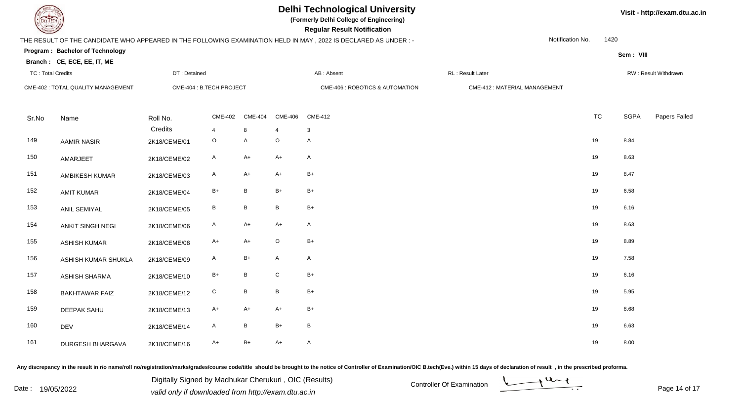# Delhi Technological University

**(Formerly Delhi College of Engineering)**

**Regular Result Notification**

THE RESULT OF THE CANDIDATE WHO APPEARED IN THE FOLLOWING EXAMINATION HELD IN MAY , 2022 IS DECLARED AS UNDER : -

Notification No. 1420

**Program : Bachelor of Technology**

**Sem : VIII**

**Branch : CE, ECE, EE, IT, ME**

TC : Total Credits | DT : Detained | AB : Absent | RL : Result Later | RW : Result Withdrawn

CME-402 : TOTAL QUALITY MANAGEMENT | CME-404 : B.TECH PROJECT | CME-406 : ROBOTICS & AUTOMATION | CME-412 : MATERIAL MANAGEMENT

| Sr.No | Name | Roll No. | CME-402 | CME-404 | CME-406 | CME-412 | TC | SGPA | Papers Failed |
|---|---|---|---|---|---|---|---|---|---|
| | | Credits | 4 | 8 | 4 | 3 | | | |
| 149 | AAMIR NASIR | 2K18/CEME/01 | O | A | O | A | 19 | 8.84 | |
| 150 | AMARJEET | 2K18/CEME/02 | A | A+ | A+ | A | 19 | 8.63 | |
| 151 | AMBIKESH KUMAR | 2K18/CEME/03 | A | A+ | A+ | B+ | 19 | 8.47 | |
| 152 | AMIT KUMAR | 2K18/CEME/04 | B+ | B | B+ | B+ | 19 | 6.58 | |
| 153 | ANIL SEMIYAL | 2K18/CEME/05 | B | B | B | B+ | 19 | 6.16 | |
| 154 | ANKIT SINGH NEGI | 2K18/CEME/06 | A | A+ | A+ | A | 19 | 8.63 | |
| 155 | ASHISH KUMAR | 2K18/CEME/08 | A+ | A+ | O | B+ | 19 | 8.89 | |
| 156 | ASHISH KUMAR SHUKLA | 2K18/CEME/09 | A | B+ | A | A | 19 | 7.58 | |
| 157 | ASHISH SHARMA | 2K18/CEME/10 | B+ | B | C | B+ | 19 | 6.16 | |
| 158 | BAKHTAWAR FAIZ | 2K18/CEME/12 | C | B | B | B+ | 19 | 5.95 | |
| 159 | DEEPAK SAHU | 2K18/CEME/13 | A+ | A+ | A+ | B+ | 19 | 8.68 | |
| 160 | DEV | 2K18/CEME/14 | A | B | B+ | B | 19 | 6.63 | |
| 161 | DURGESH BHARGAVA | 2K18/CEME/16 | A+ | B+ | A+ | A | 19 | 8.00 | |

Any discrepancy in the result in r/o name/roll no/registration/marks/grades/course code/title should be brought to the notice of Controller of Examination/OIC B.tech(Eve.) within 15 days of declaration of result , in the prescribed proforma.

Date : 19/05/2022

Digitally Signed by Madhukar Cherukuri , OIC (Results)
valid only if downloaded from http://exam.dtu.ac.in

Controller Of Examination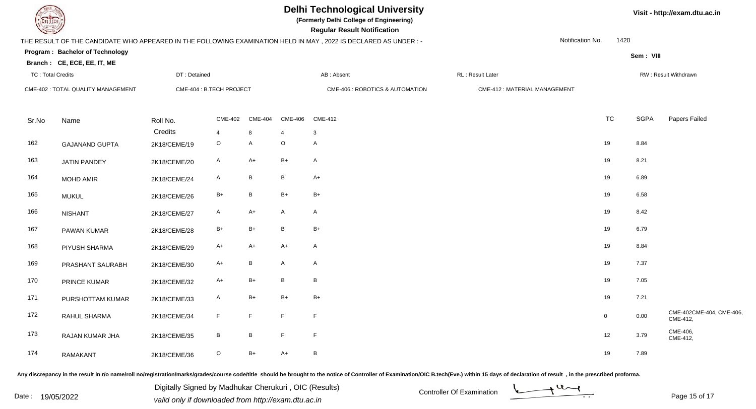# Delhi Technological University

**(Formerly Delhi College of Engineering)**

**Regular Result Notification**

Visit - http://exam.dtu.ac.in

THE RESULT OF THE CANDIDATE WHO APPEARED IN THE FOLLOWING EXAMINATION HELD IN MAY , 2022 IS DECLARED AS UNDER : -

Notification No. 1420

**Program : Bachelor of Technology**

**Branch : CE, ECE, EE, IT, ME**

Sem : VIII

TC : Total Credits | DT : Detained | AB : Absent | RL : Result Later | RW : Result Withdrawn

CME-402 : TOTAL QUALITY MANAGEMENT | CME-404 : B.TECH PROJECT | CME-406 : ROBOTICS & AUTOMATION | CME-412 : MATERIAL MANAGEMENT

| Sr.No | Name | Roll No. | CME-402 | CME-404 | CME-406 | CME-412 | TC | SGPA | Papers Failed |
|---|---|---|---|---|---|---|---|---|---|
| | | Credits | 4 | 8 | 4 | 3 | | | |
| 162 | GAJANAND GUPTA | 2K18/CEME/19 | O | A | O | A | 19 | 8.84 | |
| 163 | JATIN PANDEY | 2K18/CEME/20 | A | A+ | B+ | A | 19 | 8.21 | |
| 164 | MOHD AMIR | 2K18/CEME/24 | A | B | B | A+ | 19 | 6.89 | |
| 165 | MUKUL | 2K18/CEME/26 | B+ | B | B+ | B+ | 19 | 6.58 | |
| 166 | NISHANT | 2K18/CEME/27 | A | A+ | A | A | 19 | 8.42 | |
| 167 | PAWAN KUMAR | 2K18/CEME/28 | B+ | B+ | B | B+ | 19 | 6.79 | |
| 168 | PIYUSH SHARMA | 2K18/CEME/29 | A+ | A+ | A+ | A | 19 | 8.84 | |
| 169 | PRASHANT SAURABH | 2K18/CEME/30 | A+ | B | A | A | 19 | 7.37 | |
| 170 | PRINCE KUMAR | 2K18/CEME/32 | A+ | B+ | B | B | 19 | 7.05 | |
| 171 | PURSHOTTAM KUMAR | 2K18/CEME/33 | A | B+ | B+ | B+ | 19 | 7.21 | |
| 172 | RAHUL SHARMA | 2K18/CEME/34 | F | F | F | F | 0 | 0.00 | CME-402CME-404, CME-406, CME-412, |
| 173 | RAJAN KUMAR JHA | 2K18/CEME/35 | B | B | F | F | 12 | 3.79 | CME-406, CME-412, |
| 174 | RAMAKANT | 2K18/CEME/36 | O | B+ | A+ | B | 19 | 7.89 | |

Any discrepancy in the result in r/o name/roll no/registration/marks/grades/course code/title should be brought to the notice of Controller of Examination/OIC B.tech(Eve.) within 15 days of declaration of result , in the prescribed proforma.

Date : 19/05/2022

Digitally Signed by Madhukar Cherukuri , OIC (Results)
valid only if downloaded from http://exam.dtu.ac.in

Controller Of Examination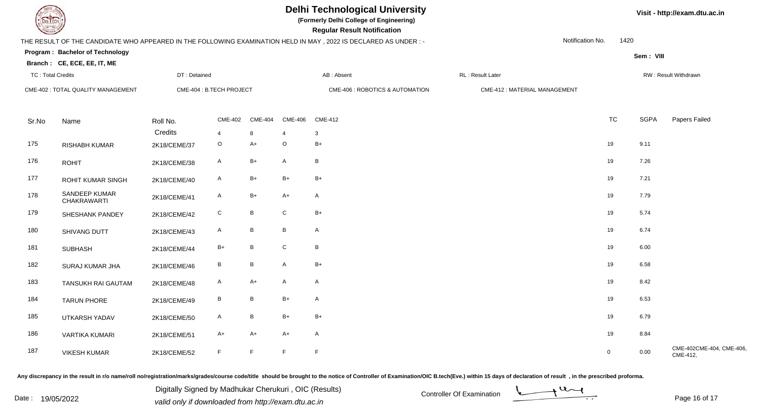# Delhi Technological University

**(Formerly Delhi College of Engineering)**

**Regular Result Notification**

Visit - http://exam.dtu.ac.in

THE RESULT OF THE CANDIDATE WHO APPEARED IN THE FOLLOWING EXAMINATION HELD IN MAY , 2022 IS DECLARED AS UNDER : -

Notification No. 1420

**Program : Bachelor of Technology**

**Branch : CE, ECE, EE, IT, ME**

Sem : VIII

TC : Total Credits | DT : Detained | AB : Absent | RL : Result Later | RW : Result Withdrawn

CME-402 : TOTAL QUALITY MANAGEMENT | CME-404 : B.TECH PROJECT | CME-406 : ROBOTICS & AUTOMATION | CME-412 : MATERIAL MANAGEMENT

| Sr.No | Name | Roll No. | CME-402 | CME-404 | CME-406 | CME-412 | TC | SGPA | Papers Failed |
|---|---|---|---|---|---|---|---|---|---|
| | | Credits | 4 | 8 | 4 | 3 | | | |
| 175 | RISHABH KUMAR | 2K18/CEME/37 | O | A+ | O | B+ | 19 | 9.11 | |
| 176 | ROHIT | 2K18/CEME/38 | A | B+ | A | B | 19 | 7.26 | |
| 177 | ROHIT KUMAR SINGH | 2K18/CEME/40 | A | B+ | B+ | B+ | 19 | 7.21 | |
| 178 | SANDEEP KUMAR CHAKRAWARTI | 2K18/CEME/41 | A | B+ | A+ | A | 19 | 7.79 | |
| 179 | SHESHANK PANDEY | 2K18/CEME/42 | C | B | C | B+ | 19 | 5.74 | |
| 180 | SHIVANG DUTT | 2K18/CEME/43 | A | B | B | A | 19 | 6.74 | |
| 181 | SUBHASH | 2K18/CEME/44 | B+ | B | C | B | 19 | 6.00 | |
| 182 | SURAJ KUMAR JHA | 2K18/CEME/46 | B | B | A | B+ | 19 | 6.58 | |
| 183 | TANSUKH RAI GAUTAM | 2K18/CEME/48 | A | A+ | A | A | 19 | 8.42 | |
| 184 | TARUN PHORE | 2K18/CEME/49 | B | B | B+ | A | 19 | 6.53 | |
| 185 | UTKARSH YADAV | 2K18/CEME/50 | A | B | B+ | B+ | 19 | 6.79 | |
| 186 | VARTIKA KUMARI | 2K18/CEME/51 | A+ | A+ | A+ | A | 19 | 8.84 | |
| 187 | VIKESH KUMAR | 2K18/CEME/52 | F | F | F | F | 0 | 0.00 | CME-402CME-404, CME-406, CME-412, |

Any discrepancy in the result in r/o name/roll no/registration/marks/grades/course code/title should be brought to the notice of Controller of Examination/OIC B.tech(Eve.) within 15 days of declaration of result , in the prescribed proforma.

Date : 19/05/2022

Digitally Signed by Madhukar Cherukuri , OIC (Results)
valid only if downloaded from http://exam.dtu.ac.in

Controller Of Examination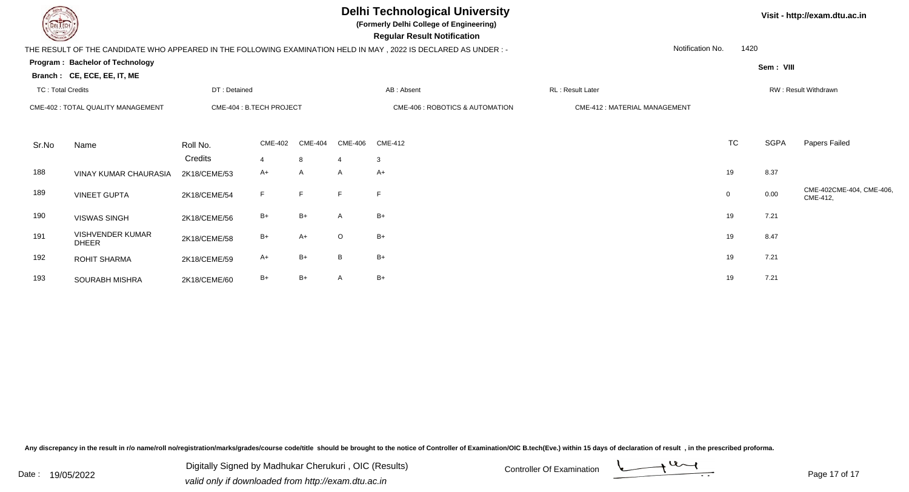# Delhi Technological University

**(Formerly Delhi College of Engineering)**

**Regular Result Notification**

Visit - http://exam.dtu.ac.in

THE RESULT OF THE CANDIDATE WHO APPEARED IN THE FOLLOWING EXAMINATION HELD IN MAY , 2022 IS DECLARED AS UNDER : -

Notification No. 1420

**Program : Bachelor of Technology**

**Branch : CE, ECE, EE, IT, ME**

Sem : VIII

TC : Total Credits | DT : Detained | AB : Absent | RL : Result Later | RW : Result Withdrawn

CME-402 : TOTAL QUALITY MANAGEMENT | CME-404 : B.TECH PROJECT | CME-406 : ROBOTICS & AUTOMATION | CME-412 : MATERIAL MANAGEMENT

| Sr.No | Name | Roll No. | CME-402 | CME-404 | CME-406 | CME-412 | TC | SGPA | Papers Failed |
|---|---|---|---|---|---|---|---|---|---|
| | | Credits | 4 | 8 | 4 | 3 | | | |
| 188 | VINAY KUMAR CHAURASIA | 2K18/CEME/53 | A+ | A | A | A+ | 19 | 8.37 | |
| 189 | VINEET GUPTA | 2K18/CEME/54 | F | F | F | F | 0 | 0.00 | CME-402CME-404, CME-406, CME-412, |
| 190 | VISWAS SINGH | 2K18/CEME/56 | B+ | B+ | A | B+ | 19 | 7.21 | |
| 191 | VISHVENDER KUMAR DHEER | 2K18/CEME/58 | B+ | A+ | O | B+ | 19 | 8.47 | |
| 192 | ROHIT SHARMA | 2K18/CEME/59 | A+ | B+ | B | B+ | 19 | 7.21 | |
| 193 | SOURABH MISHRA | 2K18/CEME/60 | B+ | B+ | A | B+ | 19 | 7.21 | |

Any discrepancy in the result in r/o name/roll no/registration/marks/grades/course code/title should be brought to the notice of Controller of Examination/OIC B.tech(Eve.) within 15 days of declaration of result , in the prescribed proforma.

Date : 19/05/2022

Digitally Signed by Madhukar Cherukuri , OIC (Results)
valid only if downloaded from http://exam.dtu.ac.in

Controller Of Examination